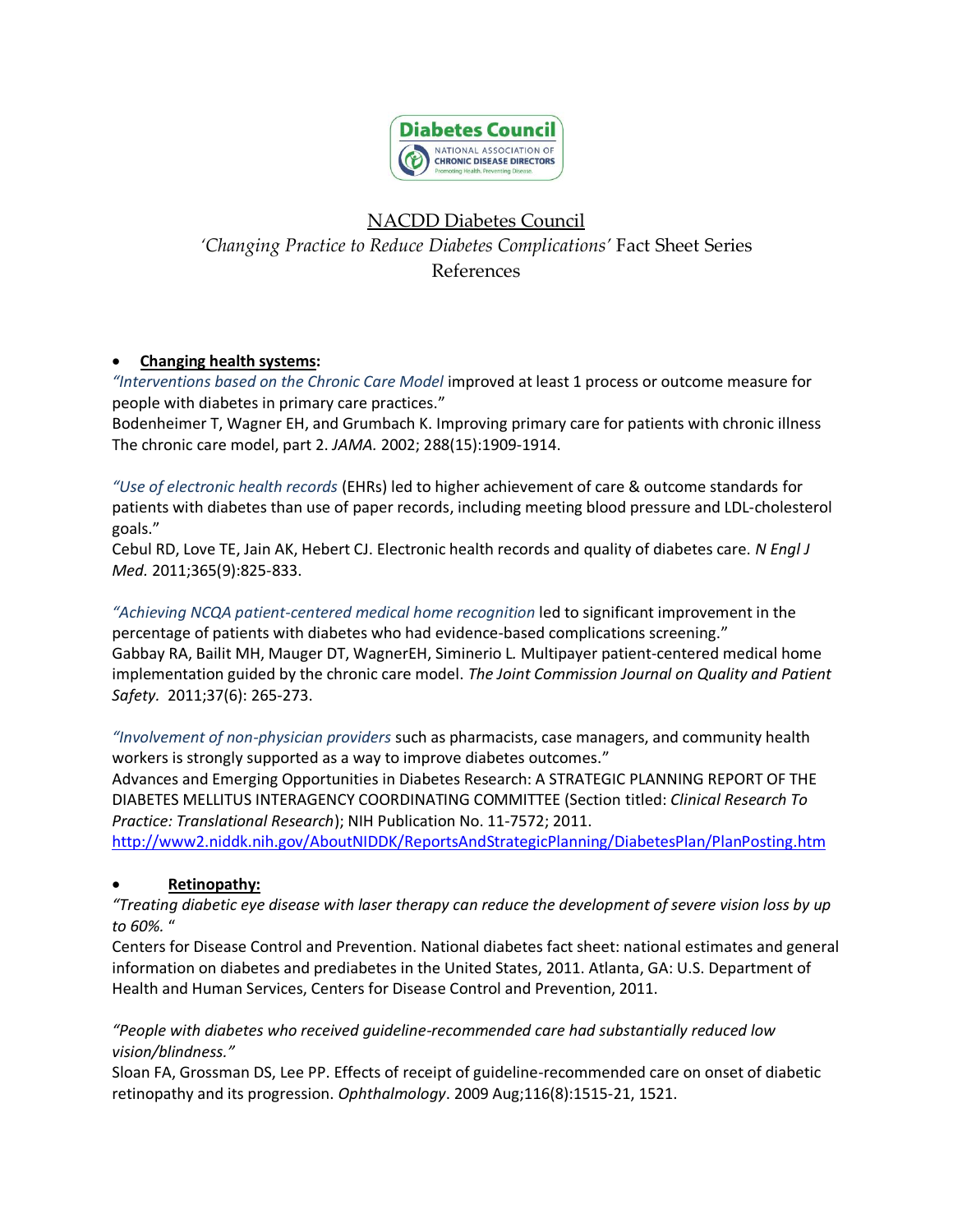# NACDD Diabetes Council

## *'Changing Practice to Reduce Diabetes Complications'* Fact Sheet Series

## References

- **Changing health systems:**

*"Interventions based on the Chronic Care Model* improved at least 1 process or outcome measure for people with diabetes in primary care practices."
Bodenheimer T, Wagner EH, and Grumbach K. Improving primary care for patients with chronic illness The chronic care model, part 2. *JAMA.* 2002; 288(15):1909-1914.

*"Use of electronic health records* (EHRs) led to higher achievement of care & outcome standards for patients with diabetes than use of paper records, including meeting blood pressure and LDL-cholesterol goals."
Cebul RD, Love TE, Jain AK, Hebert CJ. Electronic health records and quality of diabetes care. *N Engl J Med.* 2011;365(9):825-833.

*"Achieving NCQA patient-centered medical home recognition* led to significant improvement in the percentage of patients with diabetes who had evidence-based complications screening."
Gabbay RA, Bailit MH, Mauger DT, WagnerEH, Siminerio L. Multipayer patient-centered medical home implementation guided by the chronic care model. *The Joint Commission Journal on Quality and Patient Safety.* 2011;37(6): 265-273.

*"Involvement of non-physician providers* such as pharmacists, case managers, and community health workers is strongly supported as a way to improve diabetes outcomes."
Advances and Emerging Opportunities in Diabetes Research: A STRATEGIC PLANNING REPORT OF THE DIABETES MELLITUS INTERAGENCY COORDINATING COMMITTEE (Section titled: *Clinical Research To Practice: Translational Research*); NIH Publication No. 11-7572; 2011.
http://www2.niddk.nih.gov/AboutNIDDK/ReportsAndStrategicPlanning/DiabetesPlan/PlanPosting.htm

- **Retinopathy:**

*"Treating diabetic eye disease with laser therapy can reduce the development of severe vision loss by up to 60%. "*
Centers for Disease Control and Prevention. National diabetes fact sheet: national estimates and general information on diabetes and prediabetes in the United States, 2011. Atlanta, GA: U.S. Department of Health and Human Services, Centers for Disease Control and Prevention, 2011.

*"People with diabetes who received guideline-recommended care had substantially reduced low vision/blindness."*
Sloan FA, Grossman DS, Lee PP. Effects of receipt of guideline-recommended care on onset of diabetic retinopathy and its progression. *Ophthalmology*. 2009 Aug;116(8):1515-21, 1521.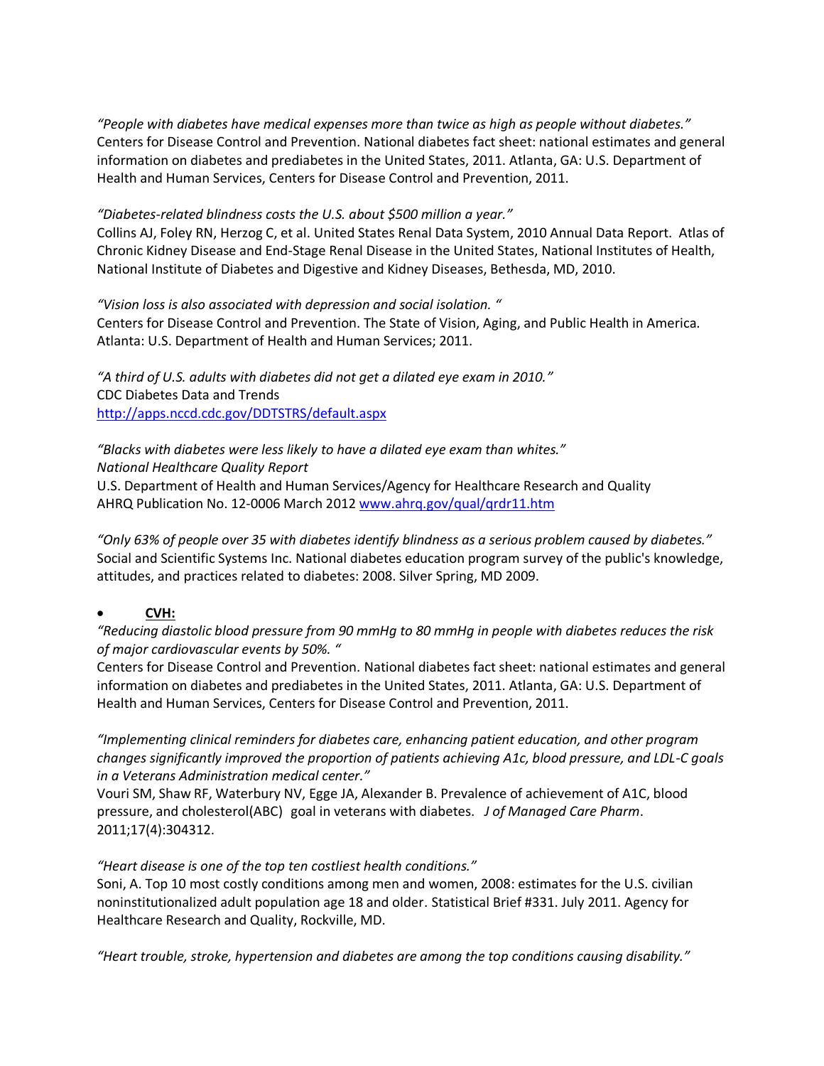*"People with diabetes have medical expenses more than twice as high as people without diabetes."*
Centers for Disease Control and Prevention. National diabetes fact sheet: national estimates and general information on diabetes and prediabetes in the United States, 2011. Atlanta, GA: U.S. Department of Health and Human Services, Centers for Disease Control and Prevention, 2011.

*"Diabetes-related blindness costs the U.S. about $500 million a year."*
Collins AJ, Foley RN, Herzog C, et al. United States Renal Data System, 2010 Annual Data Report. Atlas of Chronic Kidney Disease and End-Stage Renal Disease in the United States, National Institutes of Health, National Institute of Diabetes and Digestive and Kidney Diseases, Bethesda, MD, 2010.

*"Vision loss is also associated with depression and social isolation. "*
Centers for Disease Control and Prevention. The State of Vision, Aging, and Public Health in America. Atlanta: U.S. Department of Health and Human Services; 2011.

*"A third of U.S. adults with diabetes did not get a dilated eye exam in 2010."*
CDC Diabetes Data and Trends
http://apps.nccd.cdc.gov/DDTSTRS/default.aspx

*"Blacks with diabetes were less likely to have a dilated eye exam than whites."*
*National Healthcare Quality Report*
U.S. Department of Health and Human Services/Agency for Healthcare Research and Quality
AHRQ Publication No. 12-0006 March 2012 www.ahrq.gov/qual/qrdr11.htm

*"Only 63% of people over 35 with diabetes identify blindness as a serious problem caused by diabetes."*
Social and Scientific Systems Inc. National diabetes education program survey of the public's knowledge, attitudes, and practices related to diabetes: 2008. Silver Spring, MD 2009.

- **CVH:**

*"Reducing diastolic blood pressure from 90 mmHg to 80 mmHg in people with diabetes reduces the risk of major cardiovascular events by 50%. "*
Centers for Disease Control and Prevention. National diabetes fact sheet: national estimates and general information on diabetes and prediabetes in the United States, 2011. Atlanta, GA: U.S. Department of Health and Human Services, Centers for Disease Control and Prevention, 2011.

*"Implementing clinical reminders for diabetes care, enhancing patient education, and other program changes significantly improved the proportion of patients achieving A1c, blood pressure, and LDL-C goals in a Veterans Administration medical center."*
Vouri SM, Shaw RF, Waterbury NV, Egge JA, Alexander B. Prevalence of achievement of A1C, blood pressure, and cholesterol(ABC) goal in veterans with diabetes. *J of Managed Care Pharm*. 2011;17(4):304312.

*"Heart disease is one of the top ten costliest health conditions."*
Soni, A. Top 10 most costly conditions among men and women, 2008: estimates for the U.S. civilian noninstitutionalized adult population age 18 and older. Statistical Brief #331. July 2011. Agency for Healthcare Research and Quality, Rockville, MD.

*"Heart trouble, stroke, hypertension and diabetes are among the top conditions causing disability."*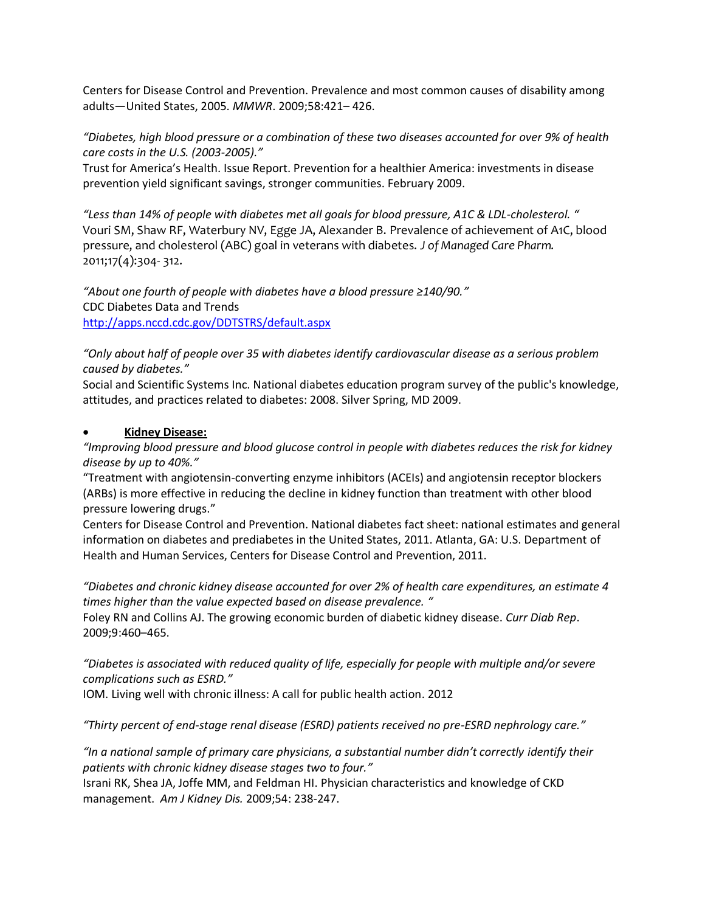Centers for Disease Control and Prevention. Prevalence and most common causes of disability among adults—United States, 2005. *MMWR*. 2009;58:421– 426.

*"Diabetes, high blood pressure or a combination of these two diseases accounted for over 9% of health care costs in the U.S. (2003-2005)."*
Trust for America's Health. Issue Report. Prevention for a healthier America: investments in disease prevention yield significant savings, stronger communities. February 2009.

*"Less than 14% of people with diabetes met all goals for blood pressure, A1C & LDL-cholesterol. "*
Vouri SM, Shaw RF, Waterbury NV, Egge JA, Alexander B. Prevalence of achievement of A1C, blood pressure, and cholesterol (ABC) goal in veterans with diabetes. *J of Managed Care Pharm.* 2011;17(4):304- 312.

*"About one fourth of people with diabetes have a blood pressure ≥140/90."*
CDC Diabetes Data and Trends
http://apps.nccd.cdc.gov/DDTSTRS/default.aspx

*"Only about half of people over 35 with diabetes identify cardiovascular disease as a serious problem caused by diabetes."*
Social and Scientific Systems Inc. National diabetes education program survey of the public's knowledge, attitudes, and practices related to diabetes: 2008. Silver Spring, MD 2009.

- **Kidney Disease:**

*"Improving blood pressure and blood glucose control in people with diabetes reduces the risk for kidney disease by up to 40%."*
"Treatment with angiotensin-converting enzyme inhibitors (ACEIs) and angiotensin receptor blockers (ARBs) is more effective in reducing the decline in kidney function than treatment with other blood pressure lowering drugs."
Centers for Disease Control and Prevention. National diabetes fact sheet: national estimates and general information on diabetes and prediabetes in the United States, 2011. Atlanta, GA: U.S. Department of Health and Human Services, Centers for Disease Control and Prevention, 2011.

*"Diabetes and chronic kidney disease accounted for over 2% of health care expenditures, an estimate 4 times higher than the value expected based on disease prevalence. "*
Foley RN and Collins AJ. The growing economic burden of diabetic kidney disease. *Curr Diab Rep*. 2009;9:460–465.

*"Diabetes is associated with reduced quality of life, especially for people with multiple and/or severe complications such as ESRD."*
IOM. Living well with chronic illness: A call for public health action. 2012

*"Thirty percent of end-stage renal disease (ESRD) patients received no pre-ESRD nephrology care."*

*"In a national sample of primary care physicians, a substantial number didn't correctly identify their patients with chronic kidney disease stages two to four."*
Israni RK, Shea JA, Joffe MM, and Feldman HI. Physician characteristics and knowledge of CKD management. *Am J Kidney Dis.* 2009;54: 238-247.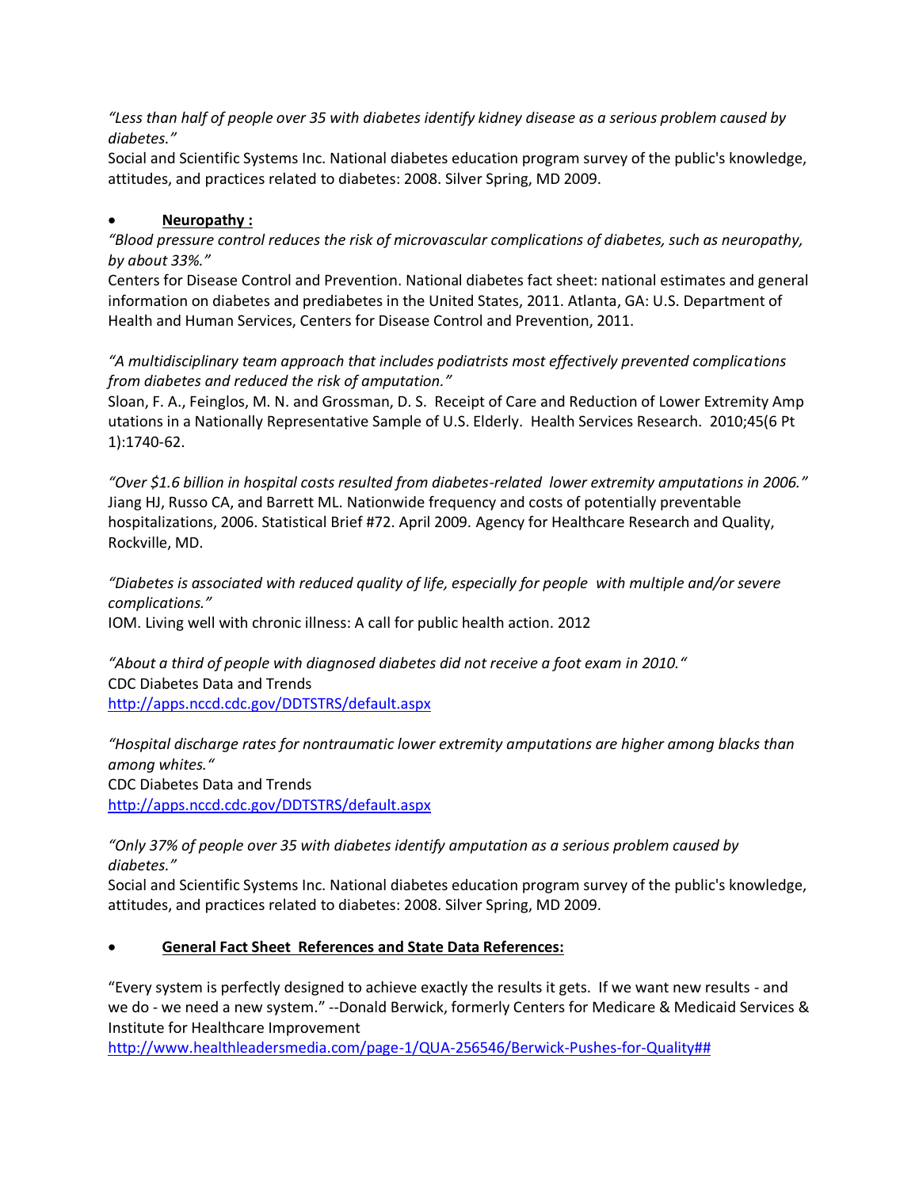*"Less than half of people over 35 with diabetes identify kidney disease as a serious problem caused by diabetes."*
Social and Scientific Systems Inc. National diabetes education program survey of the public's knowledge, attitudes, and practices related to diabetes: 2008. Silver Spring, MD 2009.

- **Neuropathy :**

*"Blood pressure control reduces the risk of microvascular complications of diabetes, such as neuropathy, by about 33%."*
Centers for Disease Control and Prevention. National diabetes fact sheet: national estimates and general information on diabetes and prediabetes in the United States, 2011. Atlanta, GA: U.S. Department of Health and Human Services, Centers for Disease Control and Prevention, 2011.

*"A multidisciplinary team approach that includes podiatrists most effectively prevented complications from diabetes and reduced the risk of amputation."*
Sloan, F. A., Feinglos, M. N. and Grossman, D. S. Receipt of Care and Reduction of Lower Extremity Amp utations in a Nationally Representative Sample of U.S. Elderly. Health Services Research. 2010;45(6 Pt 1):1740-62.

*"Over $1.6 billion in hospital costs resulted from diabetes-related lower extremity amputations in 2006."*
Jiang HJ, Russo CA, and Barrett ML. Nationwide frequency and costs of potentially preventable hospitalizations, 2006. Statistical Brief #72. April 2009. Agency for Healthcare Research and Quality, Rockville, MD.

*"Diabetes is associated with reduced quality of life, especially for people with multiple and/or severe complications."*
IOM. Living well with chronic illness: A call for public health action. 2012

*"About a third of people with diagnosed diabetes did not receive a foot exam in 2010."*
CDC Diabetes Data and Trends
http://apps.nccd.cdc.gov/DDTSTRS/default.aspx

*"Hospital discharge rates for nontraumatic lower extremity amputations are higher among blacks than among whites."*
CDC Diabetes Data and Trends
http://apps.nccd.cdc.gov/DDTSTRS/default.aspx

*"Only 37% of people over 35 with diabetes identify amputation as a serious problem caused by diabetes."*
Social and Scientific Systems Inc. National diabetes education program survey of the public's knowledge, attitudes, and practices related to diabetes: 2008. Silver Spring, MD 2009.

- **General Fact Sheet References and State Data References:**

"Every system is perfectly designed to achieve exactly the results it gets. If we want new results - and we do - we need a new system." --Donald Berwick, formerly Centers for Medicare & Medicaid Services & Institute for Healthcare Improvement
http://www.healthleadersmedia.com/page-1/QUA-256546/Berwick-Pushes-for-Quality##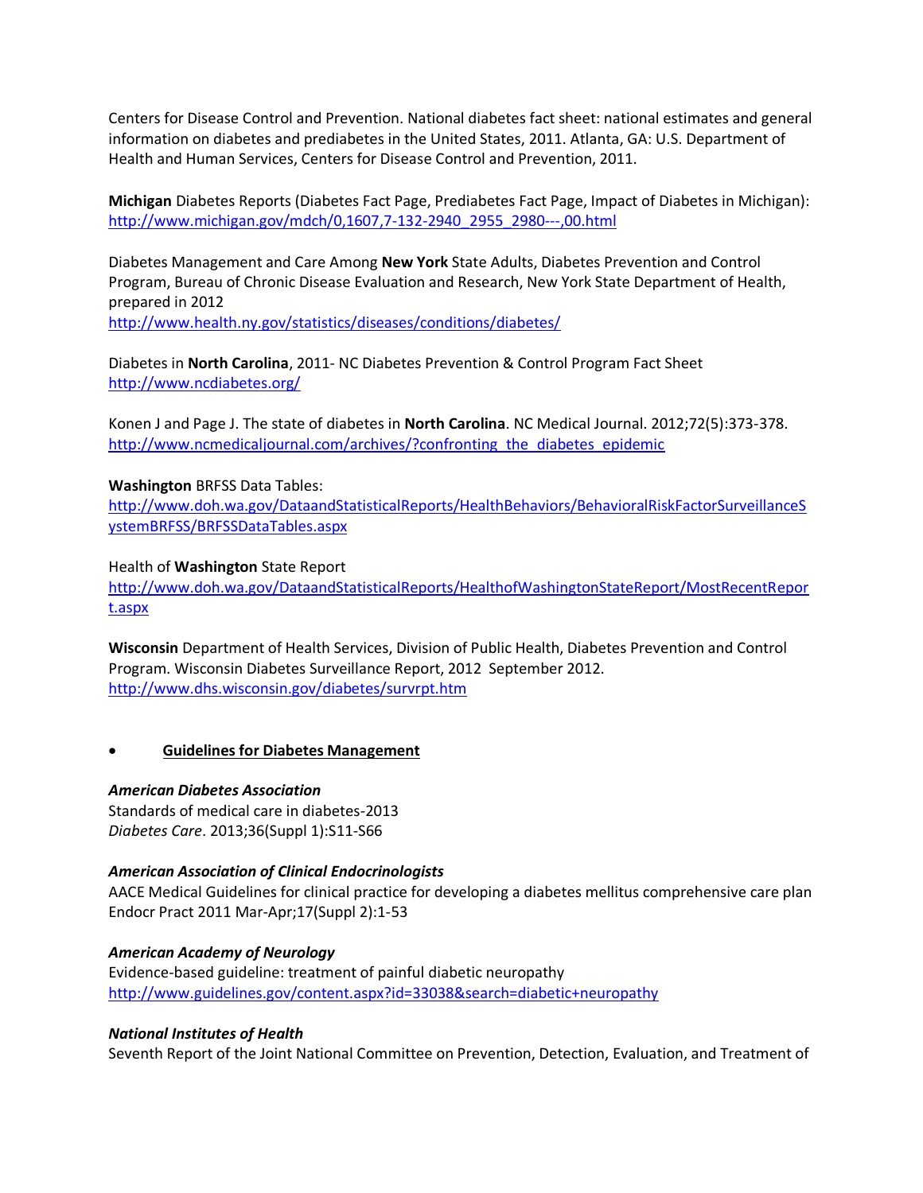Centers for Disease Control and Prevention. National diabetes fact sheet: national estimates and general information on diabetes and prediabetes in the United States, 2011. Atlanta, GA: U.S. Department of Health and Human Services, Centers for Disease Control and Prevention, 2011.

**Michigan** Diabetes Reports (Diabetes Fact Page, Prediabetes Fact Page, Impact of Diabetes in Michigan): http://www.michigan.gov/mdch/0,1607,7-132-2940_2955_2980---,00.html

Diabetes Management and Care Among **New York** State Adults, Diabetes Prevention and Control Program, Bureau of Chronic Disease Evaluation and Research, New York State Department of Health, prepared in 2012
http://www.health.ny.gov/statistics/diseases/conditions/diabetes/

Diabetes in **North Carolina**, 2011- NC Diabetes Prevention & Control Program Fact Sheet
http://www.ncdiabetes.org/

Konen J and Page J. The state of diabetes in **North Carolina**. NC Medical Journal. 2012;72(5):373-378.
http://www.ncmedicaljournal.com/archives/?confronting_the_diabetes_epidemic

**Washington** BRFSS Data Tables:
http://www.doh.wa.gov/DataandStatisticalReports/HealthBehaviors/BehavioralRiskFactorSurveillanceSystemBRFSS/BRFSSDataTables.aspx

Health of **Washington** State Report
http://www.doh.wa.gov/DataandStatisticalReports/HealthofWashingtonStateReport/MostRecentReport.aspx

**Wisconsin** Department of Health Services, Division of Public Health, Diabetes Prevention and Control Program. Wisconsin Diabetes Surveillance Report, 2012 September 2012.
http://www.dhs.wisconsin.gov/diabetes/survrpt.htm

- **Guidelines for Diabetes Management**

***American Diabetes Association***
Standards of medical care in diabetes-2013
*Diabetes Care*. 2013;36(Suppl 1):S11-S66

***American Association of Clinical Endocrinologists***
AACE Medical Guidelines for clinical practice for developing a diabetes mellitus comprehensive care plan
Endocr Pract 2011 Mar-Apr;17(Suppl 2):1-53

***American Academy of Neurology***
Evidence-based guideline: treatment of painful diabetic neuropathy
http://www.guidelines.gov/content.aspx?id=33038&search=diabetic+neuropathy

***National Institutes of Health***
Seventh Report of the Joint National Committee on Prevention, Detection, Evaluation, and Treatment of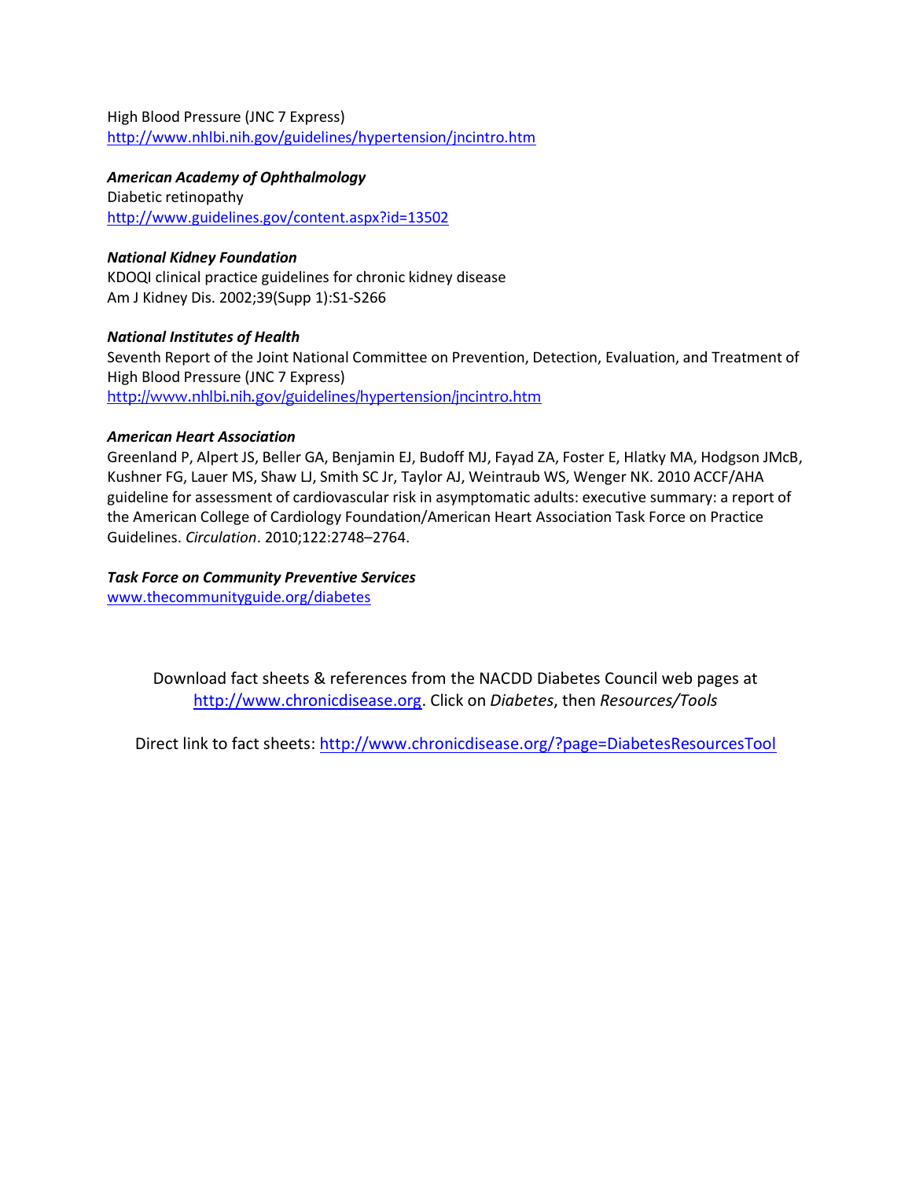High Blood Pressure (JNC 7 Express)
http://www.nhlbi.nih.gov/guidelines/hypertension/jncintro.htm

***American Academy of Ophthalmology***
Diabetic retinopathy
http://www.guidelines.gov/content.aspx?id=13502

***National Kidney Foundation***
KDOQI clinical practice guidelines for chronic kidney disease
Am J Kidney Dis. 2002;39(Supp 1):S1-S266

***National Institutes of Health***
Seventh Report of the Joint National Committee on Prevention, Detection, Evaluation, and Treatment of High Blood Pressure (JNC 7 Express)
http://www.nhlbi.nih.gov/guidelines/hypertension/jncintro.htm

***American Heart Association***
Greenland P, Alpert JS, Beller GA, Benjamin EJ, Budoff MJ, Fayad ZA, Foster E, Hlatky MA, Hodgson JMcB, Kushner FG, Lauer MS, Shaw LJ, Smith SC Jr, Taylor AJ, Weintraub WS, Wenger NK. 2010 ACCF/AHA guideline for assessment of cardiovascular risk in asymptomatic adults: executive summary: a report of the American College of Cardiology Foundation/American Heart Association Task Force on Practice Guidelines. *Circulation*. 2010;122:2748–2764.

***Task Force on Community Preventive Services***
www.thecommunityguide.org/diabetes

Download fact sheets & references from the NACDD Diabetes Council web pages at http://www.chronicdisease.org. Click on *Diabetes*, then *Resources/Tools*

Direct link to fact sheets: http://www.chronicdisease.org/?page=DiabetesResourcesTool